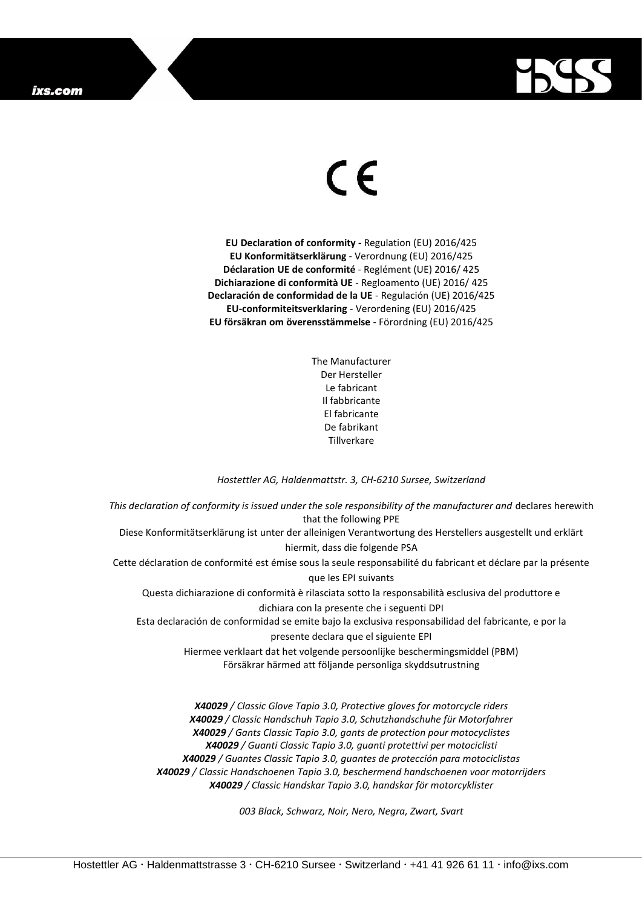ixs.com

CE

**EU Declaration of conformity -** Regulation (EU) 2016/425
**EU Konformitätserklärung** - Verordnung (EU) 2016/425
**Déclaration UE de conformité** - Reglément (UE) 2016/ 425
**Dichiarazione di conformità UE** - Regloamento (UE) 2016/ 425
**Declaración de conformidad de la UE** - Regulación (UE) 2016/425
**EU-conformiteitsverklaring** - Verordening (EU) 2016/425
**EU försäkran om överensstämmelse** - Förordning (EU) 2016/425

The Manufacturer
Der Hersteller
Le fabricant
Il fabbricante
El fabricante
De fabrikant
Tillverkare

*Hostettler AG, Haldenmattstr. 3, CH-6210 Sursee, Switzerland*

*This declaration of conformity is issued under the sole responsibility of the manufacturer and* declares herewith that the following PPE
Diese Konformitätserklärung ist unter der alleinigen Verantwortung des Herstellers ausgestellt und erklärt hiermit, dass die folgende PSA
Cette déclaration de conformité est émise sous la seule responsabilité du fabricant et déclare par la présente que les EPI suivants
Questa dichiarazione di conformità è rilasciata sotto la responsabilità esclusiva del produttore e dichiara con la presente che i seguenti DPI
Esta declaración de conformidad se emite bajo la exclusiva responsabilidad del fabricante, e por la presente declara que el siguiente EPI
Hiermee verklaart dat het volgende persoonlijke beschermingsmiddel (PBM)
Försäkrar härmed att följande personliga skyddsutrustning

***X40029** / Classic Glove Tapio 3.0, Protective gloves for motorcycle riders*
***X40029** / Classic Handschuh Tapio 3.0, Schutzhandschuhe für Motorfahrer*
***X40029** / Gants Classic Tapio 3.0, gants de protection pour motocyclistes*
***X40029** / Guanti Classic Tapio 3.0, guanti protettivi per motociclisti*
***X40029** / Guantes Classic Tapio 3.0, guantes de protección para motociclistas*
***X40029** / Classic Handschoenen Tapio 3.0, beschermend handschoenen voor motorrijders*
***X40029** / Classic Handskar Tapio 3.0, handskar för motorcyklister*

*003 Black, Schwarz, Noir, Nero, Negra, Zwart, Svart*

Hostettler AG · Haldenmattstrasse 3 · CH-6210 Sursee · Switzerland · +41 41 926 61 11 · info@ixs.com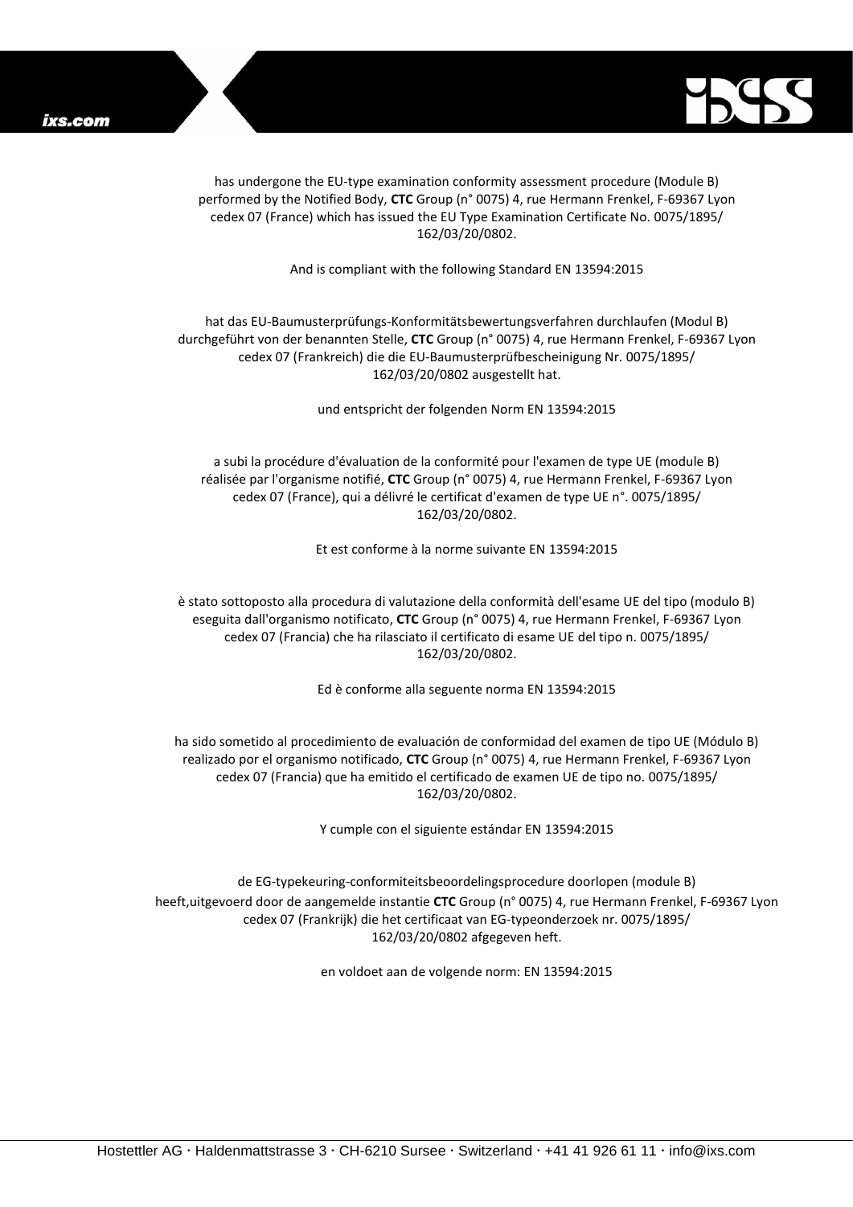has undergone the EU-type examination conformity assessment procedure (Module B) performed by the Notified Body, **CTC** Group (n° 0075) 4, rue Hermann Frenkel, F-69367 Lyon cedex 07 (France) which has issued the EU Type Examination Certificate No. 0075/1895/ 162/03/20/0802.

And is compliant with the following Standard EN 13594:2015

hat das EU-Baumusterprüfungs-Konformitätsbewertungsverfahren durchlaufen (Modul B) durchgeführt von der benannten Stelle, **CTC** Group (n° 0075) 4, rue Hermann Frenkel, F-69367 Lyon cedex 07 (Frankreich) die die EU-Baumusterprüfbescheinigung Nr. 0075/1895/ 162/03/20/0802 ausgestellt hat.

und entspricht der folgenden Norm EN 13594:2015

a subi la procédure d'évaluation de la conformité pour l'examen de type UE (module B) réalisée par l'organisme notifié, **CTC** Group (n° 0075) 4, rue Hermann Frenkel, F-69367 Lyon cedex 07 (France), qui a délivré le certificat d'examen de type UE n°. 0075/1895/ 162/03/20/0802.

Et est conforme à la norme suivante EN 13594:2015

è stato sottoposto alla procedura di valutazione della conformità dell'esame UE del tipo (modulo B) eseguita dall'organismo notificato, **CTC** Group (n° 0075) 4, rue Hermann Frenkel, F-69367 Lyon cedex 07 (Francia) che ha rilasciato il certificato di esame UE del tipo n. 0075/1895/ 162/03/20/0802.

Ed è conforme alla seguente norma EN 13594:2015

ha sido sometido al procedimiento de evaluación de conformidad del examen de tipo UE (Módulo B) realizado por el organismo notificado, **CTC** Group (n° 0075) 4, rue Hermann Frenkel, F-69367 Lyon cedex 07 (Francia) que ha emitido el certificado de examen UE de tipo no. 0075/1895/ 162/03/20/0802.

Y cumple con el siguiente estándar EN 13594:2015

de EG-typekeuring-conformiteitsbeoordelingsprocedure doorlopen (module B) heeft,uitgevoerd door de aangemelde instantie **CTC** Group (n° 0075) 4, rue Hermann Frenkel, F-69367 Lyon cedex 07 (Frankrijk) die het certificaat van EG-typeonderzoek nr. 0075/1895/ 162/03/20/0802 afgegeven heft.

en voldoet aan de volgende norm: EN 13594:2015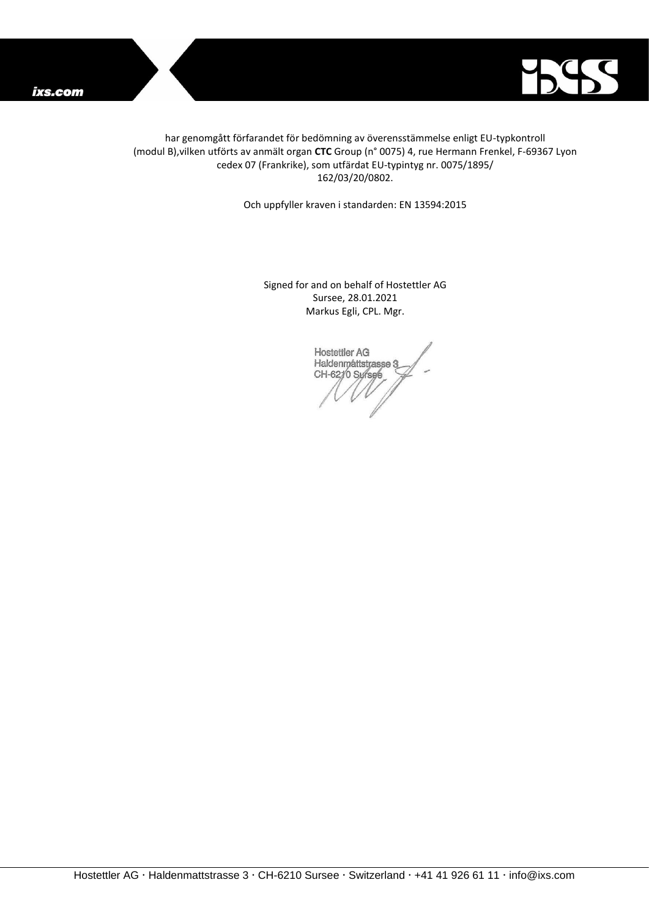har genomgått förfarandet för bedömning av överensstämmelse enligt EU-typkontroll (modul B),vilken utförts av anmält organ **CTC** Group (n° 0075) 4, rue Hermann Frenkel, F-69367 Lyon cedex 07 (Frankrike), som utfärdat EU-typintyg nr. 0075/1895/ 162/03/20/0802.

Och uppfyller kraven i standarden: EN 13594:2015

Signed for and on behalf of Hostettler AG
Sursee, 28.01.2021
Markus Egli, CPL. Mgr.

Hostettler AG
Haldenmattstrasse 3
CH-6210 Sursee

Hostettler AG · Haldenmattstrasse 3 · CH-6210 Sursee · Switzerland · +41 41 926 61 11 · info@ixs.com